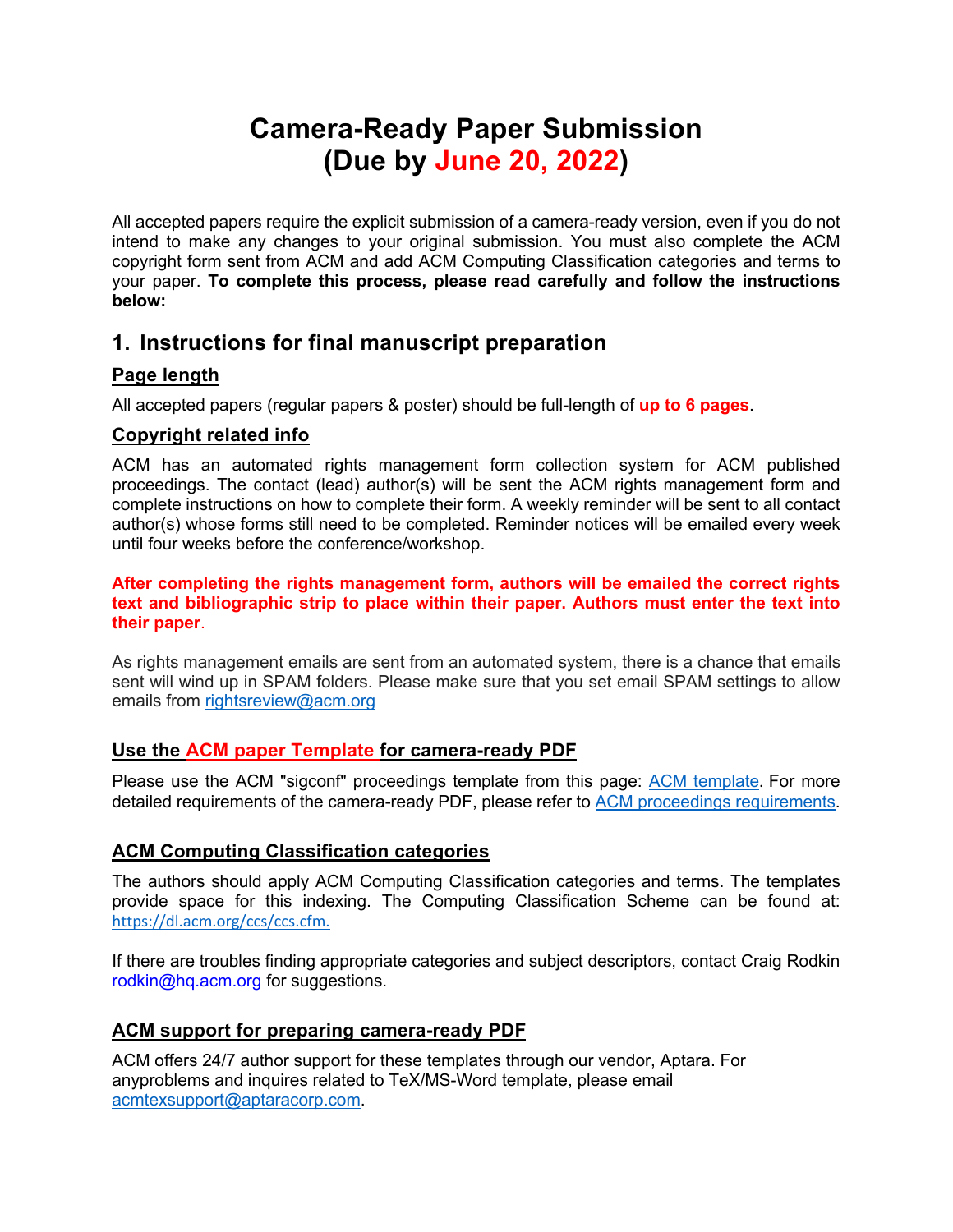# Camera-Ready Paper Submission (Due by June 20, 2022)

All accepted papers require the explicit submission of a camera-ready version, even if you do not intend to make any changes to your original submission. You must also complete the ACM copyright form sent from ACM and add ACM Computing Classification categories and terms to your paper. **To complete this process, please read carefully and follow the instructions below:**

## 1. Instructions for final manuscript preparation

### Page length

All accepted papers (regular papers & poster) should be full-length of **up to 6 pages**.

### Copyright related info

ACM has an automated rights management form collection system for ACM published proceedings. The contact (lead) author(s) will be sent the ACM rights management form and complete instructions on how to complete their form. A weekly reminder will be sent to all contact author(s) whose forms still need to be completed. Reminder notices will be emailed every week until four weeks before the conference/workshop.

**After completing the rights management form, authors will be emailed the correct rights text and bibliographic strip to place within their paper. Authors must enter the text into their paper**.

As rights management emails are sent from an automated system, there is a chance that emails sent will wind up in SPAM folders. Please make sure that you set email SPAM settings to allow emails from rightsreview@acm.org

### Use the ACM paper Template for camera-ready PDF

Please use the ACM "sigconf" proceedings template from this page: ACM template. For more detailed requirements of the camera-ready PDF, please refer to ACM proceedings requirements.

### ACM Computing Classification categories

The authors should apply ACM Computing Classification categories and terms. The templates provide space for this indexing. The Computing Classification Scheme can be found at: https://dl.acm.org/ccs/ccs.cfm.

If there are troubles finding appropriate categories and subject descriptors, contact Craig Rodkin rodkin@hq.acm.org for suggestions.

### ACM support for preparing camera-ready PDF

ACM offers 24/7 author support for these templates through our vendor, Aptara. For anyproblems and inquires related to TeX/MS-Word template, please email acmtexsupport@aptaracorp.com.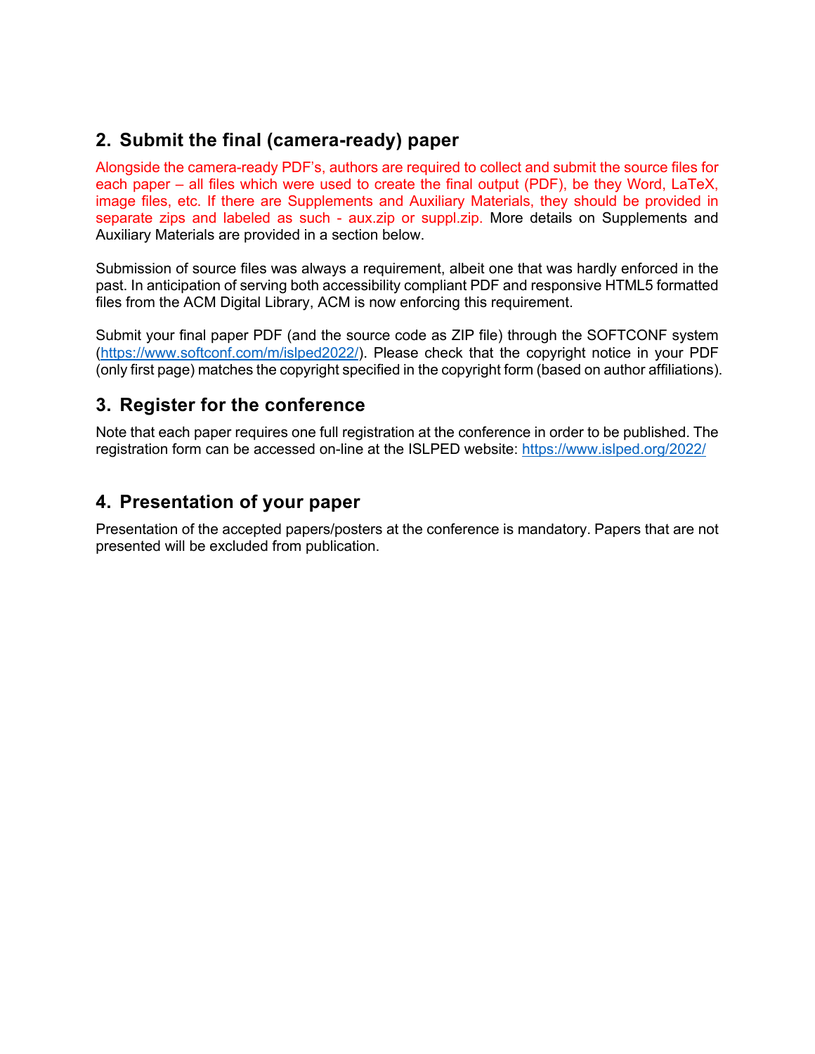## 2. Submit the final (camera-ready) paper

Alongside the camera-ready PDF's, authors are required to collect and submit the source files for each paper – all files which were used to create the final output (PDF), be they Word, LaTeX, image files, etc. If there are Supplements and Auxiliary Materials, they should be provided in separate zips and labeled as such - aux.zip or suppl.zip. More details on Supplements and Auxiliary Materials are provided in a section below.

Submission of source files was always a requirement, albeit one that was hardly enforced in the past. In anticipation of serving both accessibility compliant PDF and responsive HTML5 formatted files from the ACM Digital Library, ACM is now enforcing this requirement.

Submit your final paper PDF (and the source code as ZIP file) through the SOFTCONF system (https://www.softconf.com/m/islped2022/). Please check that the copyright notice in your PDF (only first page) matches the copyright specified in the copyright form (based on author affiliations).

## 3. Register for the conference

Note that each paper requires one full registration at the conference in order to be published. The registration form can be accessed on-line at the ISLPED website: https://www.islped.org/2022/

## 4. Presentation of your paper

Presentation of the accepted papers/posters at the conference is mandatory. Papers that are not presented will be excluded from publication.